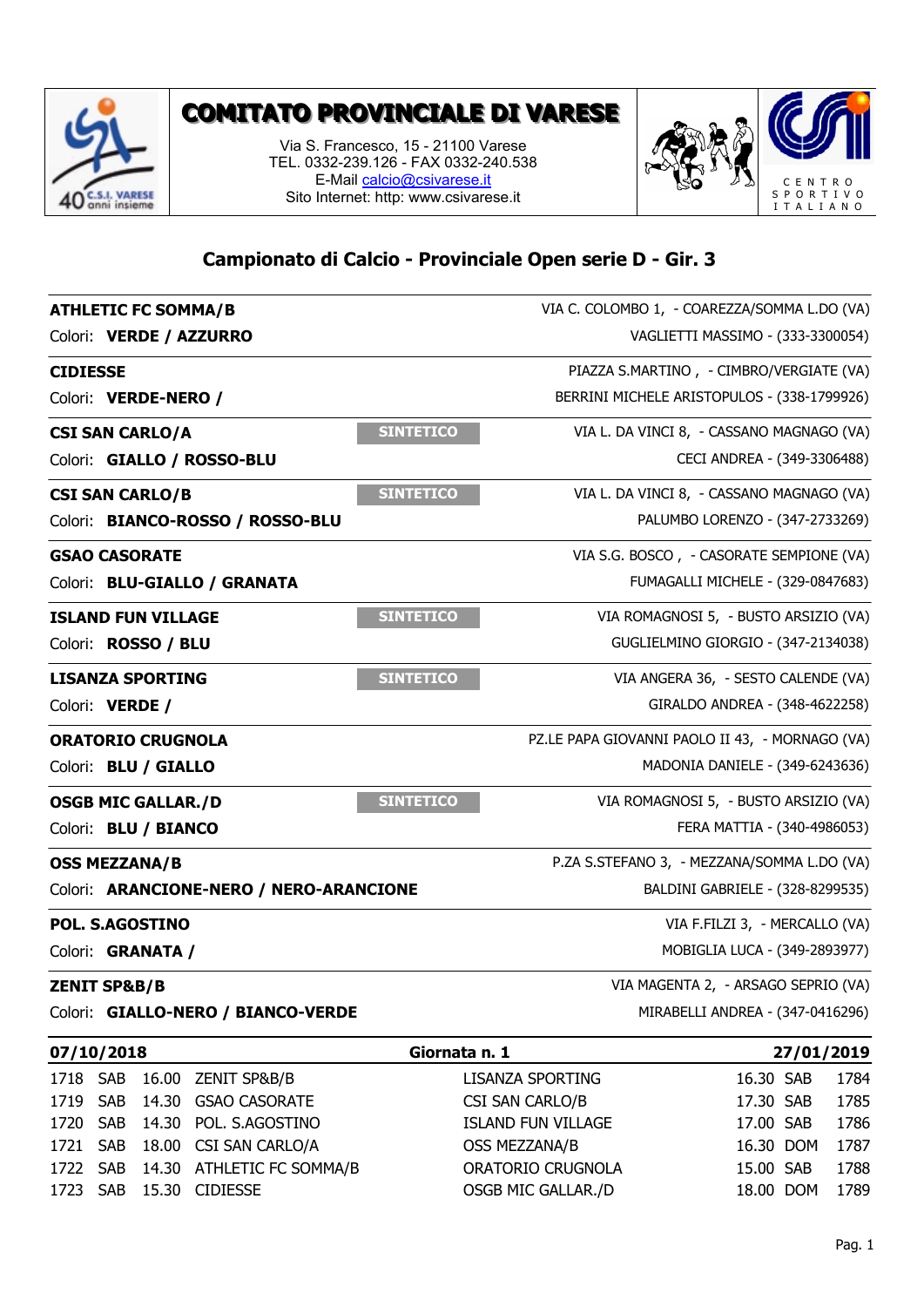# COMITATO PROVINCIALE DI VARESE

Via S. Francesco, 15 - 21100 Varese
TEL. 0332-239.126 - FAX 0332-240.538
E-Mail calcio@csivarese.it
Sito Internet: http: www.csivarese.it

CENTRO SPORTIVO ITALIANO

## Campionato di Calcio - Provinciale Open serie D - Gir. 3

**ATHLETIC FC SOMMA/B** — VIA C. COLOMBO 1, - COAREZZA/SOMMA L.DO (VA)
Colori: **VERDE / AZZURRO** — VAGLIETTI MASSIMO - (333-3300054)

**CIDIESSE** — PIAZZA S.MARTINO , - CIMBRO/VERGIATE (VA)
Colori: **VERDE-NERO /** — BERRINI MICHELE ARISTOPULOS - (338-1799926)

**CSI SAN CARLO/A** — SINTETICO — VIA L. DA VINCI 8, - CASSANO MAGNAGO (VA)
Colori: **GIALLO / ROSSO-BLU** — CECI ANDREA - (349-3306488)

**CSI SAN CARLO/B** — SINTETICO — VIA L. DA VINCI 8, - CASSANO MAGNAGO (VA)
Colori: **BIANCO-ROSSO / ROSSO-BLU** — PALUMBO LORENZO - (347-2733269)

**GSAO CASORATE** — VIA S.G. BOSCO , - CASORATE SEMPIONE (VA)
Colori: **BLU-GIALLO / GRANATA** — FUMAGALLI MICHELE - (329-0847683)

**ISLAND FUN VILLAGE** — SINTETICO — VIA ROMAGNOSI 5, - BUSTO ARSIZIO (VA)
Colori: **ROSSO / BLU** — GUGLIELMINO GIORGIO - (347-2134038)

**LISANZA SPORTING** — SINTETICO — VIA ANGERA 36, - SESTO CALENDE (VA)
Colori: **VERDE /** — GIRALDO ANDREA - (348-4622258)

**ORATORIO CRUGNOLA** — PZ.LE PAPA GIOVANNI PAOLO II 43, - MORNAGO (VA)
Colori: **BLU / GIALLO** — MADONIA DANIELE - (349-6243636)

**OSGB MIC GALLAR./D** — SINTETICO — VIA ROMAGNOSI 5, - BUSTO ARSIZIO (VA)
Colori: **BLU / BIANCO** — FERA MATTIA - (340-4986053)

**OSS MEZZANA/B** — P.ZA S.STEFANO 3, - MEZZANA/SOMMA L.DO (VA)
Colori: **ARANCIONE-NERO / NERO-ARANCIONE** — BALDINI GABRIELE - (328-8299535)

**POL. S.AGOSTINO** — VIA F.FILZI 3, - MERCALLO (VA)
Colori: **GRANATA /** — MOBIGLIA LUCA - (349-2893977)

**ZENIT SP&B/B** — VIA MAGENTA 2, - ARSAGO SEPRIO (VA)
Colori: **GIALLO-NERO / BIANCO-VERDE** — MIRABELLI ANDREA - (347-0416296)

| **07/10/2018** | | | | **Giornata n. 1** | | | **27/01/2019** |
|---|---|---|---|---|---|---|---|
| 1718 | SAB | 16.00 | ZENIT SP&B/B | LISANZA SPORTING | 16.30 | SAB | 1784 |
| 1719 | SAB | 14.30 | GSAO CASORATE | CSI SAN CARLO/B | 17.30 | SAB | 1785 |
| 1720 | SAB | 14.30 | POL. S.AGOSTINO | ISLAND FUN VILLAGE | 17.00 | SAB | 1786 |
| 1721 | SAB | 18.00 | CSI SAN CARLO/A | OSS MEZZANA/B | 16.30 | DOM | 1787 |
| 1722 | SAB | 14.30 | ATHLETIC FC SOMMA/B | ORATORIO CRUGNOLA | 15.00 | SAB | 1788 |
| 1723 | SAB | 15.30 | CIDIESSE | OSGB MIC GALLAR./D | 18.00 | DOM | 1789 |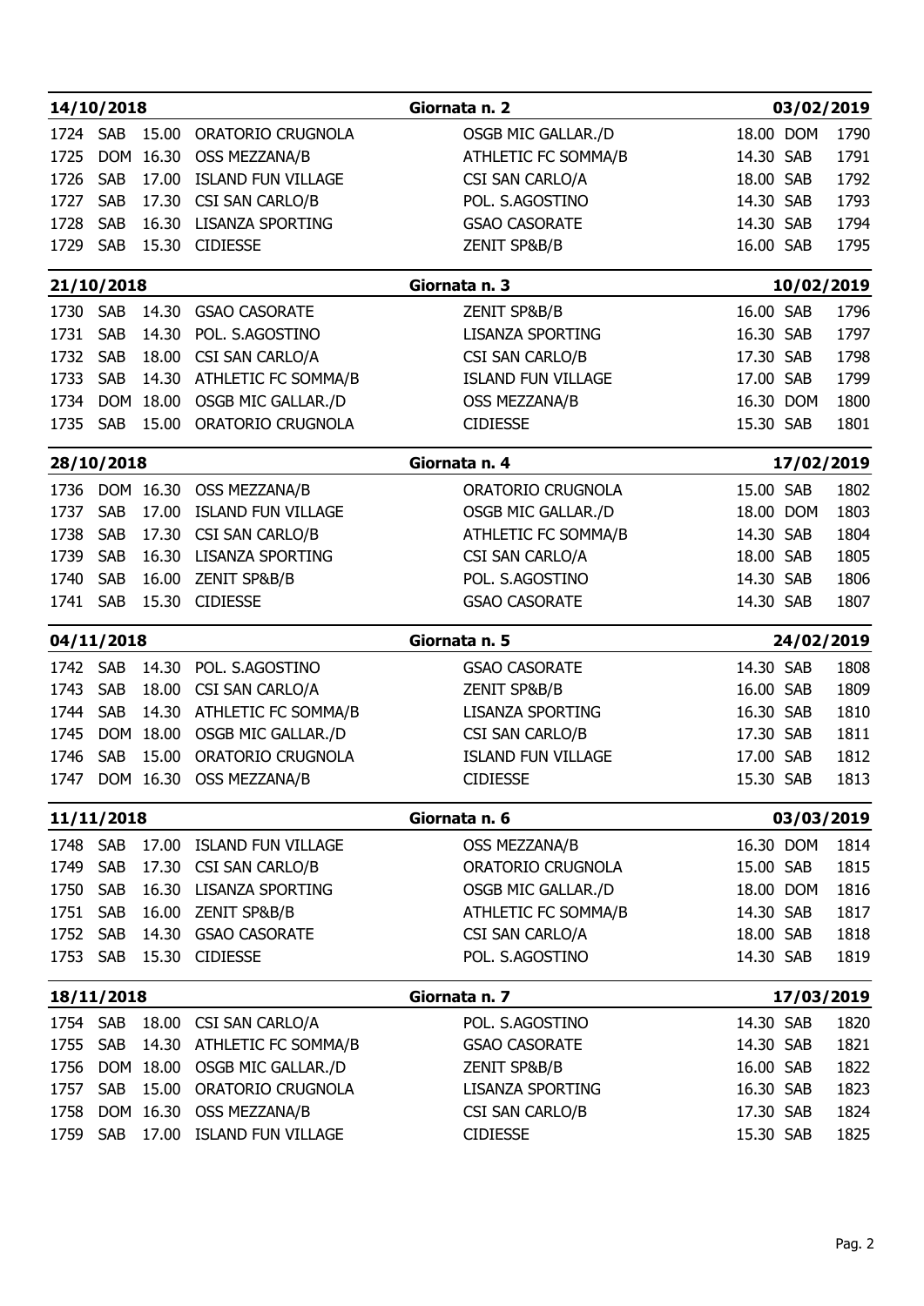| 14/10/2018 | | | | Giornata n. 2 | | | 03/02/2019 |
|---|---|---|---|---|---|---|---|
| 1724 | SAB | 15.00 | ORATORIO CRUGNOLA | OSGB MIC GALLAR./D | 18.00 | DOM | 1790 |
| 1725 | DOM | 16.30 | OSS MEZZANA/B | ATHLETIC FC SOMMA/B | 14.30 | SAB | 1791 |
| 1726 | SAB | 17.00 | ISLAND FUN VILLAGE | CSI SAN CARLO/A | 18.00 | SAB | 1792 |
| 1727 | SAB | 17.30 | CSI SAN CARLO/B | POL. S.AGOSTINO | 14.30 | SAB | 1793 |
| 1728 | SAB | 16.30 | LISANZA SPORTING | GSAO CASORATE | 14.30 | SAB | 1794 |
| 1729 | SAB | 15.30 | CIDIESSE | ZENIT SP&B/B | 16.00 | SAB | 1795 |

| 21/10/2018 | | | | Giornata n. 3 | | | 10/02/2019 |
|---|---|---|---|---|---|---|---|
| 1730 | SAB | 14.30 | GSAO CASORATE | ZENIT SP&B/B | 16.00 | SAB | 1796 |
| 1731 | SAB | 14.30 | POL. S.AGOSTINO | LISANZA SPORTING | 16.30 | SAB | 1797 |
| 1732 | SAB | 18.00 | CSI SAN CARLO/A | CSI SAN CARLO/B | 17.30 | SAB | 1798 |
| 1733 | SAB | 14.30 | ATHLETIC FC SOMMA/B | ISLAND FUN VILLAGE | 17.00 | SAB | 1799 |
| 1734 | DOM | 18.00 | OSGB MIC GALLAR./D | OSS MEZZANA/B | 16.30 | DOM | 1800 |
| 1735 | SAB | 15.00 | ORATORIO CRUGNOLA | CIDIESSE | 15.30 | SAB | 1801 |

| 28/10/2018 | | | | Giornata n. 4 | | | 17/02/2019 |
|---|---|---|---|---|---|---|---|
| 1736 | DOM | 16.30 | OSS MEZZANA/B | ORATORIO CRUGNOLA | 15.00 | SAB | 1802 |
| 1737 | SAB | 17.00 | ISLAND FUN VILLAGE | OSGB MIC GALLAR./D | 18.00 | DOM | 1803 |
| 1738 | SAB | 17.30 | CSI SAN CARLO/B | ATHLETIC FC SOMMA/B | 14.30 | SAB | 1804 |
| 1739 | SAB | 16.30 | LISANZA SPORTING | CSI SAN CARLO/A | 18.00 | SAB | 1805 |
| 1740 | SAB | 16.00 | ZENIT SP&B/B | POL. S.AGOSTINO | 14.30 | SAB | 1806 |
| 1741 | SAB | 15.30 | CIDIESSE | GSAO CASORATE | 14.30 | SAB | 1807 |

| 04/11/2018 | | | | Giornata n. 5 | | | 24/02/2019 |
|---|---|---|---|---|---|---|---|
| 1742 | SAB | 14.30 | POL. S.AGOSTINO | GSAO CASORATE | 14.30 | SAB | 1808 |
| 1743 | SAB | 18.00 | CSI SAN CARLO/A | ZENIT SP&B/B | 16.00 | SAB | 1809 |
| 1744 | SAB | 14.30 | ATHLETIC FC SOMMA/B | LISANZA SPORTING | 16.30 | SAB | 1810 |
| 1745 | DOM | 18.00 | OSGB MIC GALLAR./D | CSI SAN CARLO/B | 17.30 | SAB | 1811 |
| 1746 | SAB | 15.00 | ORATORIO CRUGNOLA | ISLAND FUN VILLAGE | 17.00 | SAB | 1812 |
| 1747 | DOM | 16.30 | OSS MEZZANA/B | CIDIESSE | 15.30 | SAB | 1813 |

| 11/11/2018 | | | | Giornata n. 6 | | | 03/03/2019 |
|---|---|---|---|---|---|---|---|
| 1748 | SAB | 17.00 | ISLAND FUN VILLAGE | OSS MEZZANA/B | 16.30 | DOM | 1814 |
| 1749 | SAB | 17.30 | CSI SAN CARLO/B | ORATORIO CRUGNOLA | 15.00 | SAB | 1815 |
| 1750 | SAB | 16.30 | LISANZA SPORTING | OSGB MIC GALLAR./D | 18.00 | DOM | 1816 |
| 1751 | SAB | 16.00 | ZENIT SP&B/B | ATHLETIC FC SOMMA/B | 14.30 | SAB | 1817 |
| 1752 | SAB | 14.30 | GSAO CASORATE | CSI SAN CARLO/A | 18.00 | SAB | 1818 |
| 1753 | SAB | 15.30 | CIDIESSE | POL. S.AGOSTINO | 14.30 | SAB | 1819 |

| 18/11/2018 | | | | Giornata n. 7 | | | 17/03/2019 |
|---|---|---|---|---|---|---|---|
| 1754 | SAB | 18.00 | CSI SAN CARLO/A | POL. S.AGOSTINO | 14.30 | SAB | 1820 |
| 1755 | SAB | 14.30 | ATHLETIC FC SOMMA/B | GSAO CASORATE | 14.30 | SAB | 1821 |
| 1756 | DOM | 18.00 | OSGB MIC GALLAR./D | ZENIT SP&B/B | 16.00 | SAB | 1822 |
| 1757 | SAB | 15.00 | ORATORIO CRUGNOLA | LISANZA SPORTING | 16.30 | SAB | 1823 |
| 1758 | DOM | 16.30 | OSS MEZZANA/B | CSI SAN CARLO/B | 17.30 | SAB | 1824 |
| 1759 | SAB | 17.00 | ISLAND FUN VILLAGE | CIDIESSE | 15.30 | SAB | 1825 |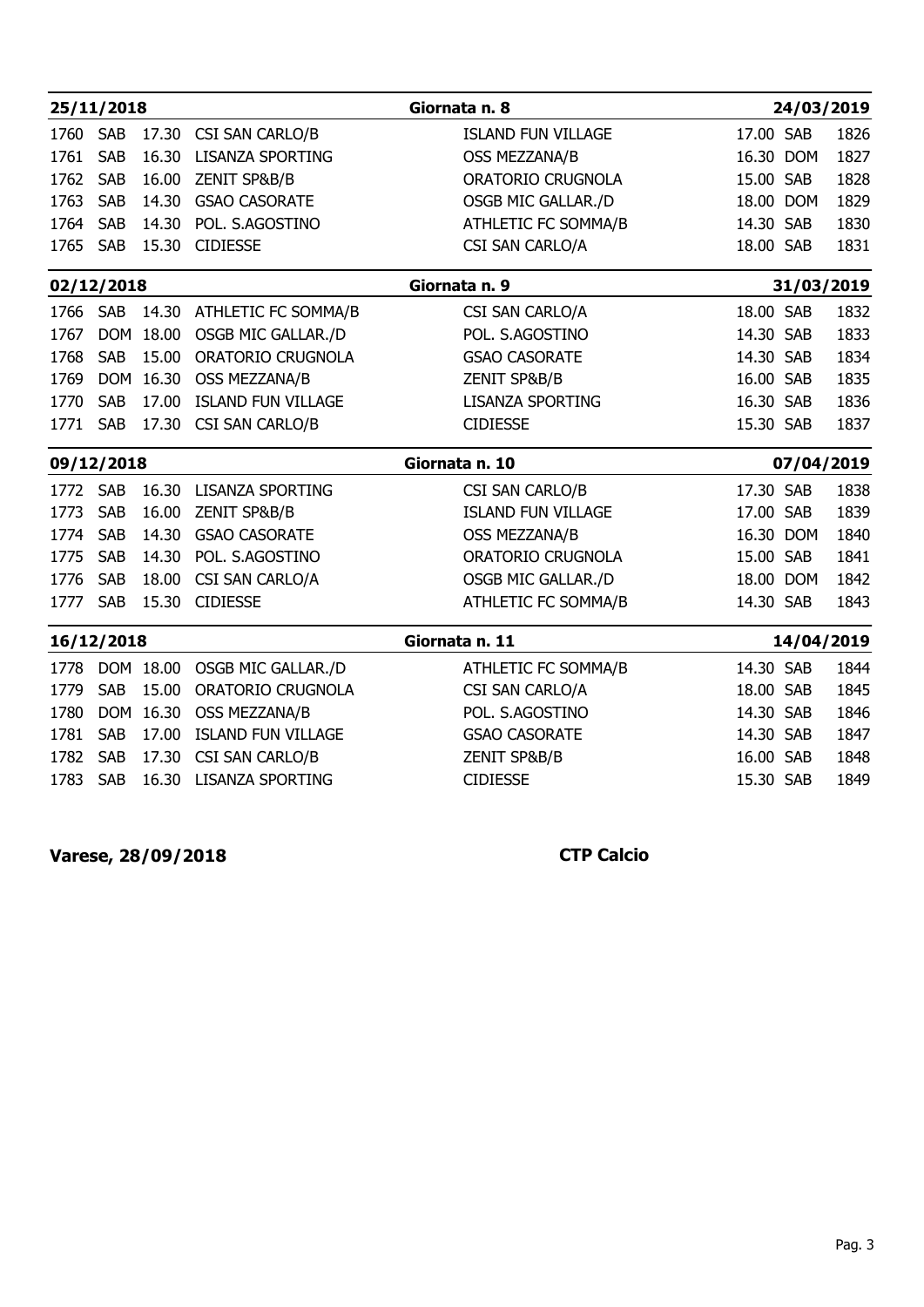| 25/11/2018 | | | | Giornata n. 8 | | | 24/03/2019 |
|---|---|---|---|---|---|---|---|
| 1760 | SAB | 17.30 | CSI SAN CARLO/B | ISLAND FUN VILLAGE | 17.00 | SAB | 1826 |
| 1761 | SAB | 16.30 | LISANZA SPORTING | OSS MEZZANA/B | 16.30 | DOM | 1827 |
| 1762 | SAB | 16.00 | ZENIT SP&B/B | ORATORIO CRUGNOLA | 15.00 | SAB | 1828 |
| 1763 | SAB | 14.30 | GSAO CASORATE | OSGB MIC GALLAR./D | 18.00 | DOM | 1829 |
| 1764 | SAB | 14.30 | POL. S.AGOSTINO | ATHLETIC FC SOMMA/B | 14.30 | SAB | 1830 |
| 1765 | SAB | 15.30 | CIDIESSE | CSI SAN CARLO/A | 18.00 | SAB | 1831 |

| 02/12/2018 | | | | Giornata n. 9 | | | 31/03/2019 |
|---|---|---|---|---|---|---|---|
| 1766 | SAB | 14.30 | ATHLETIC FC SOMMA/B | CSI SAN CARLO/A | 18.00 | SAB | 1832 |
| 1767 | DOM | 18.00 | OSGB MIC GALLAR./D | POL. S.AGOSTINO | 14.30 | SAB | 1833 |
| 1768 | SAB | 15.00 | ORATORIO CRUGNOLA | GSAO CASORATE | 14.30 | SAB | 1834 |
| 1769 | DOM | 16.30 | OSS MEZZANA/B | ZENIT SP&B/B | 16.00 | SAB | 1835 |
| 1770 | SAB | 17.00 | ISLAND FUN VILLAGE | LISANZA SPORTING | 16.30 | SAB | 1836 |
| 1771 | SAB | 17.30 | CSI SAN CARLO/B | CIDIESSE | 15.30 | SAB | 1837 |

| 09/12/2018 | | | | Giornata n. 10 | | | 07/04/2019 |
|---|---|---|---|---|---|---|---|
| 1772 | SAB | 16.30 | LISANZA SPORTING | CSI SAN CARLO/B | 17.30 | SAB | 1838 |
| 1773 | SAB | 16.00 | ZENIT SP&B/B | ISLAND FUN VILLAGE | 17.00 | SAB | 1839 |
| 1774 | SAB | 14.30 | GSAO CASORATE | OSS MEZZANA/B | 16.30 | DOM | 1840 |
| 1775 | SAB | 14.30 | POL. S.AGOSTINO | ORATORIO CRUGNOLA | 15.00 | SAB | 1841 |
| 1776 | SAB | 18.00 | CSI SAN CARLO/A | OSGB MIC GALLAR./D | 18.00 | DOM | 1842 |
| 1777 | SAB | 15.30 | CIDIESSE | ATHLETIC FC SOMMA/B | 14.30 | SAB | 1843 |

| 16/12/2018 | | | | Giornata n. 11 | | | 14/04/2019 |
|---|---|---|---|---|---|---|---|
| 1778 | DOM | 18.00 | OSGB MIC GALLAR./D | ATHLETIC FC SOMMA/B | 14.30 | SAB | 1844 |
| 1779 | SAB | 15.00 | ORATORIO CRUGNOLA | CSI SAN CARLO/A | 18.00 | SAB | 1845 |
| 1780 | DOM | 16.30 | OSS MEZZANA/B | POL. S.AGOSTINO | 14.30 | SAB | 1846 |
| 1781 | SAB | 17.00 | ISLAND FUN VILLAGE | GSAO CASORATE | 14.30 | SAB | 1847 |
| 1782 | SAB | 17.30 | CSI SAN CARLO/B | ZENIT SP&B/B | 16.00 | SAB | 1848 |
| 1783 | SAB | 16.30 | LISANZA SPORTING | CIDIESSE | 15.30 | SAB | 1849 |

**Varese, 28/09/2018** **CTP Calcio**